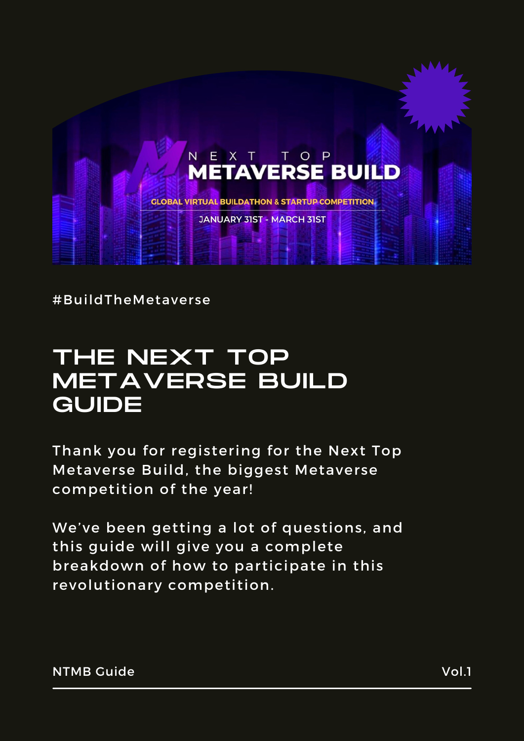NEXT TOP
METAVERSE BUILD

GLOBAL VIRTUAL BUILDATHON & STARTUP COMPETITION

JANUARY 31ST - MARCH 31ST

#BuildTheMetaverse

# THE NEXT TOP METAVERSE BUILD GUIDE

Thank you for registering for the Next Top Metaverse Build, the biggest Metaverse competition of the year!

We've been getting a lot of questions, and this guide will give you a complete breakdown of how to participate in this revolutionary competition.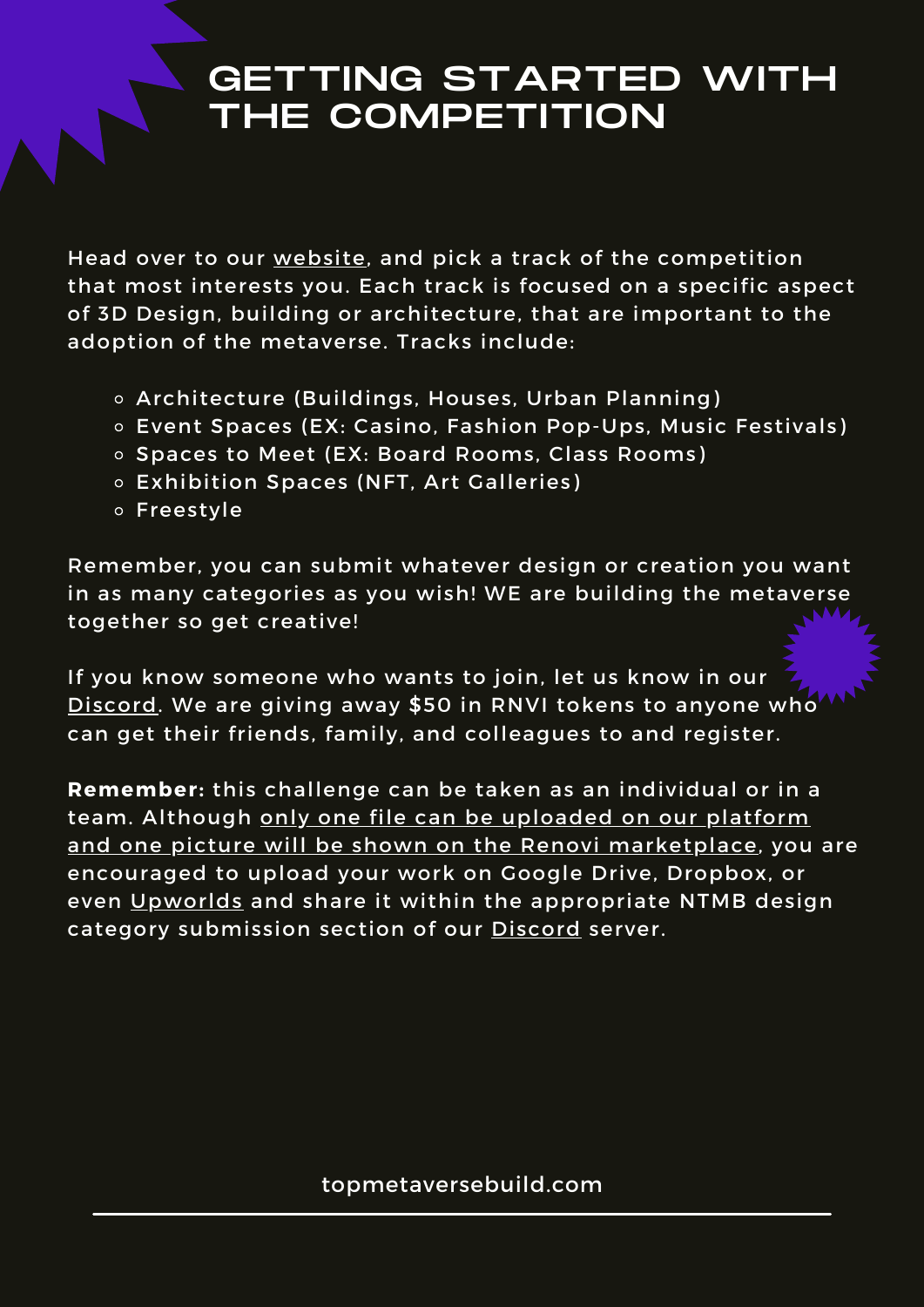# GETTING STARTED WITH THE COMPETITION

Head over to our website, and pick a track of the competition that most interests you. Each track is focused on a specific aspect of 3D Design, building or architecture, that are important to the adoption of the metaverse. Tracks include:

- Architecture (Buildings, Houses, Urban Planning)
- Event Spaces (EX: Casino, Fashion Pop-Ups, Music Festivals)
- Spaces to Meet (EX: Board Rooms, Class Rooms)
- Exhibition Spaces (NFT, Art Galleries)
- Freestyle

Remember, you can submit whatever design or creation you want in as many categories as you wish! WE are building the metaverse together so get creative!

If you know someone who wants to join, let us know in our Discord. We are giving away $50 in RNVI tokens to anyone who can get their friends, family, and colleagues to and register.

**Remember:** this challenge can be taken as an individual or in a team. Although only one file can be uploaded on our platform and one picture will be shown on the Renovi marketplace, you are encouraged to upload your work on Google Drive, Dropbox, or even Upworlds and share it within the appropriate NTMB design category submission section of our Discord server.

topmetaversebuild.com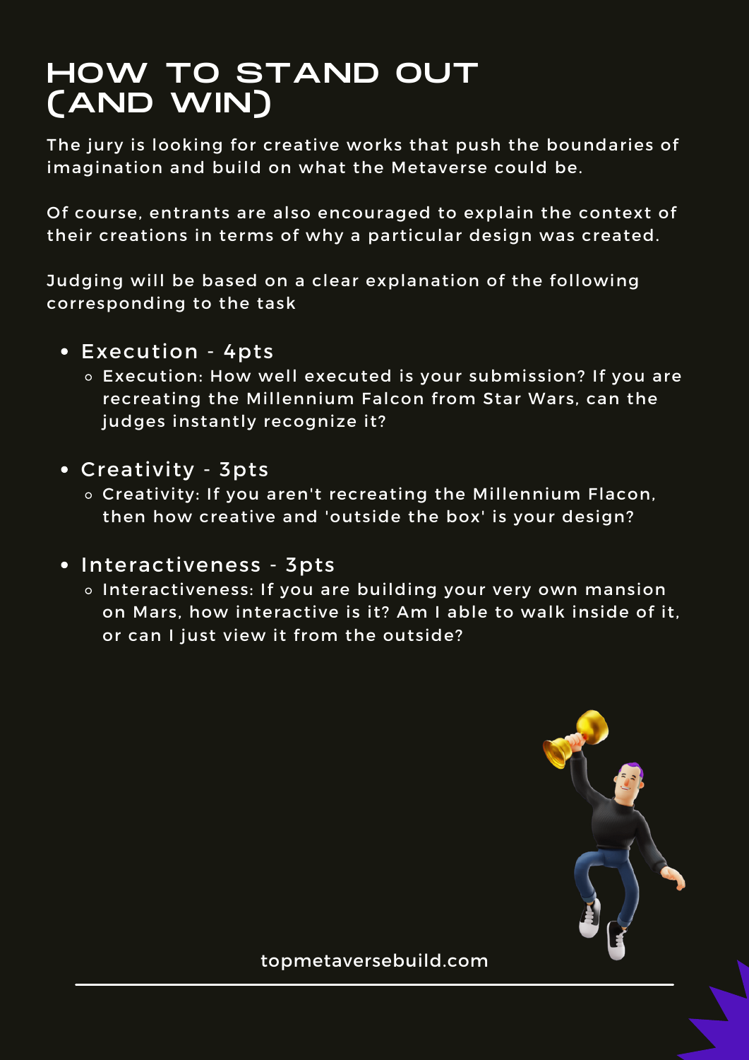# HOW TO STAND OUT (AND WIN)

The jury is looking for creative works that push the boundaries of imagination and build on what the Metaverse could be.

Of course, entrants are also encouraged to explain the context of their creations in terms of why a particular design was created.

Judging will be based on a clear explanation of the following corresponding to the task

- Execution - 4pts
  - Execution: How well executed is your submission? If you are recreating the Millennium Falcon from Star Wars, can the judges instantly recognize it?
- Creativity - 3pts
  - Creativity: If you aren't recreating the Millennium Flacon, then how creative and 'outside the box' is your design?
- Interactiveness - 3pts
  - Interactiveness: If you are building your very own mansion on Mars, how interactive is it? Am I able to walk inside of it, or can I just view it from the outside?

topmetaversebuild.com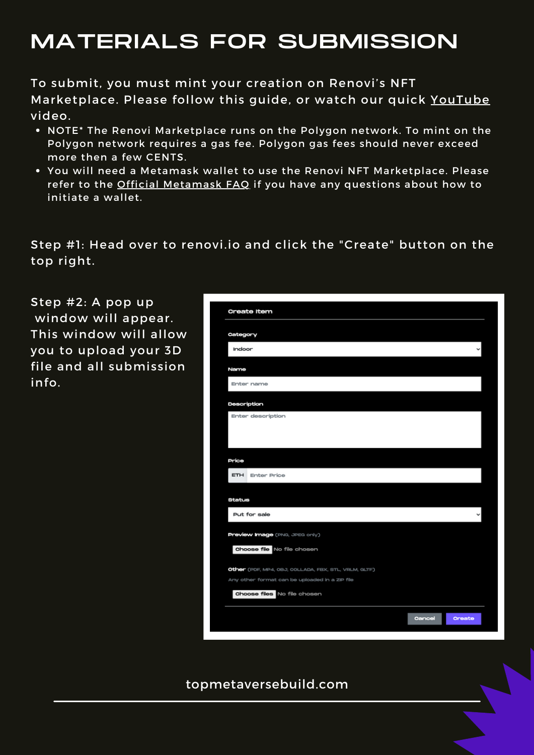# MATERIALS FOR SUBMISSION

To submit, you must mint your creation on Renovi's NFT Marketplace. Please follow this guide, or watch our quick YouTube video.

- NOTE* The Renovi Marketplace runs on the Polygon network. To mint on the Polygon network requires a gas fee. Polygon gas fees should never exceed more then a few CENTS.
- You will need a Metamask wallet to use the Renovi NFT Marketplace. Please refer to the Official Metamask FAQ if you have any questions about how to initiate a wallet.

Step #1: Head over to renovi.io and click the "Create" button on the top right.

Step #2: A pop up window will appear. This window will allow you to upload your 3D file and all submission info.

**Create Item**

Category
Indoor

Name
Enter name

Description
Enter description

Price
ETH Enter Price

Status
Put for sale

Preview Image (PNG, JPEG only)
Choose file No file chosen

Other (PDF, MP4, OBJ, COLLADA, FBX, STL, VRLM, GLTF)
Any other format can be uploaded in a ZIP file
Choose files No file chosen

Cancel Create

topmetaversebuild.com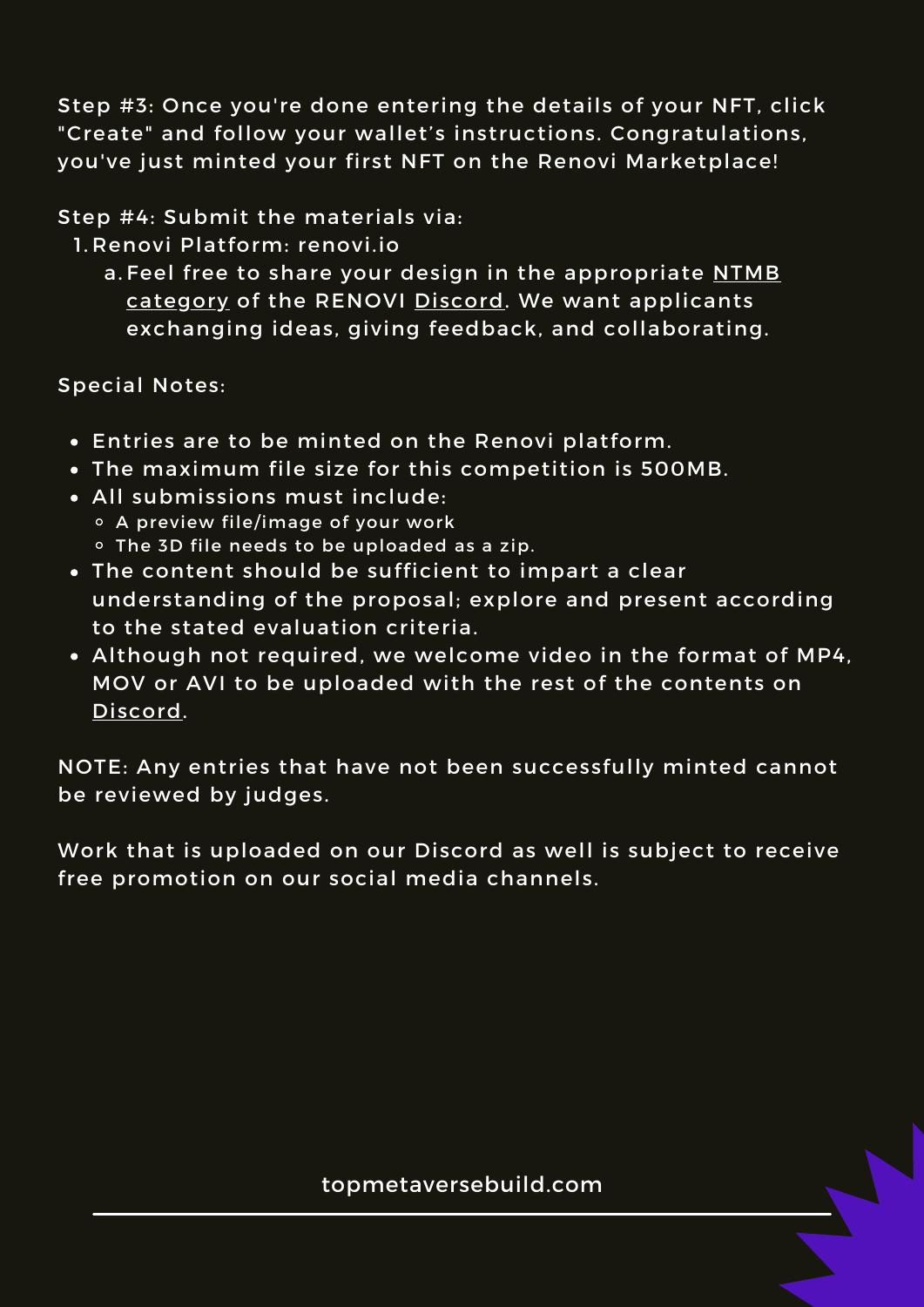Step #3: Once you're done entering the details of your NFT, click "Create" and follow your wallet's instructions. Congratulations, you've just minted your first NFT on the Renovi Marketplace!

Step #4: Submit the materials via:

1. Renovi Platform: renovi.io
   a. Feel free to share your design in the appropriate NTMB category of the RENOVI Discord. We want applicants exchanging ideas, giving feedback, and collaborating.

Special Notes:

- Entries are to be minted on the Renovi platform.
- The maximum file size for this competition is 500MB.
- All submissions must include:
  - A preview file/image of your work
  - The 3D file needs to be uploaded as a zip.
- The content should be sufficient to impart a clear understanding of the proposal; explore and present according to the stated evaluation criteria.
- Although not required, we welcome video in the format of MP4, MOV or AVI to be uploaded with the rest of the contents on Discord.

NOTE: Any entries that have not been successfully minted cannot be reviewed by judges.

Work that is uploaded on our Discord as well is subject to receive free promotion on our social media channels.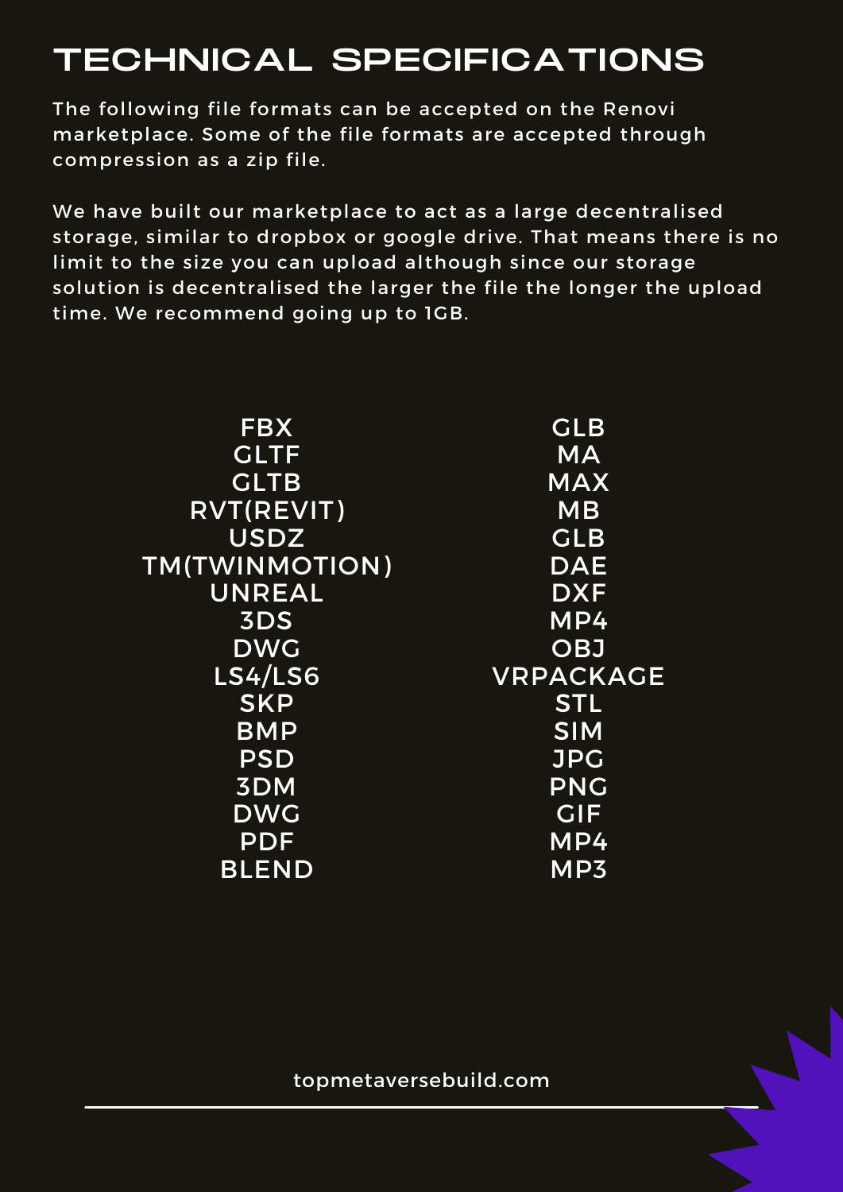# TECHNICAL SPECIFICATIONS

The following file formats can be accepted on the Renovi marketplace. Some of the file formats are accepted through compression as a zip file.

We have built our marketplace to act as a large decentralised storage, similar to dropbox or google drive. That means there is no limit to the size you can upload although since our storage solution is decentralised the larger the file the longer the upload time. We recommend going up to 1GB.

FBX
GLTF
GLTB
RVT(REVIT)
USDZ
TM(TWINMOTION)
UNREAL
3DS
DWG
LS4/LS6
SKP
BMP
PSD
3DM
DWG
PDF
BLEND
GLB
MA
MAX
MB
GLB
DAE
DXF
MP4
OBJ
VRPACKAGE
STL
SIM
JPG
PNG
GIF
MP4
MP3

topmetaversebuild.com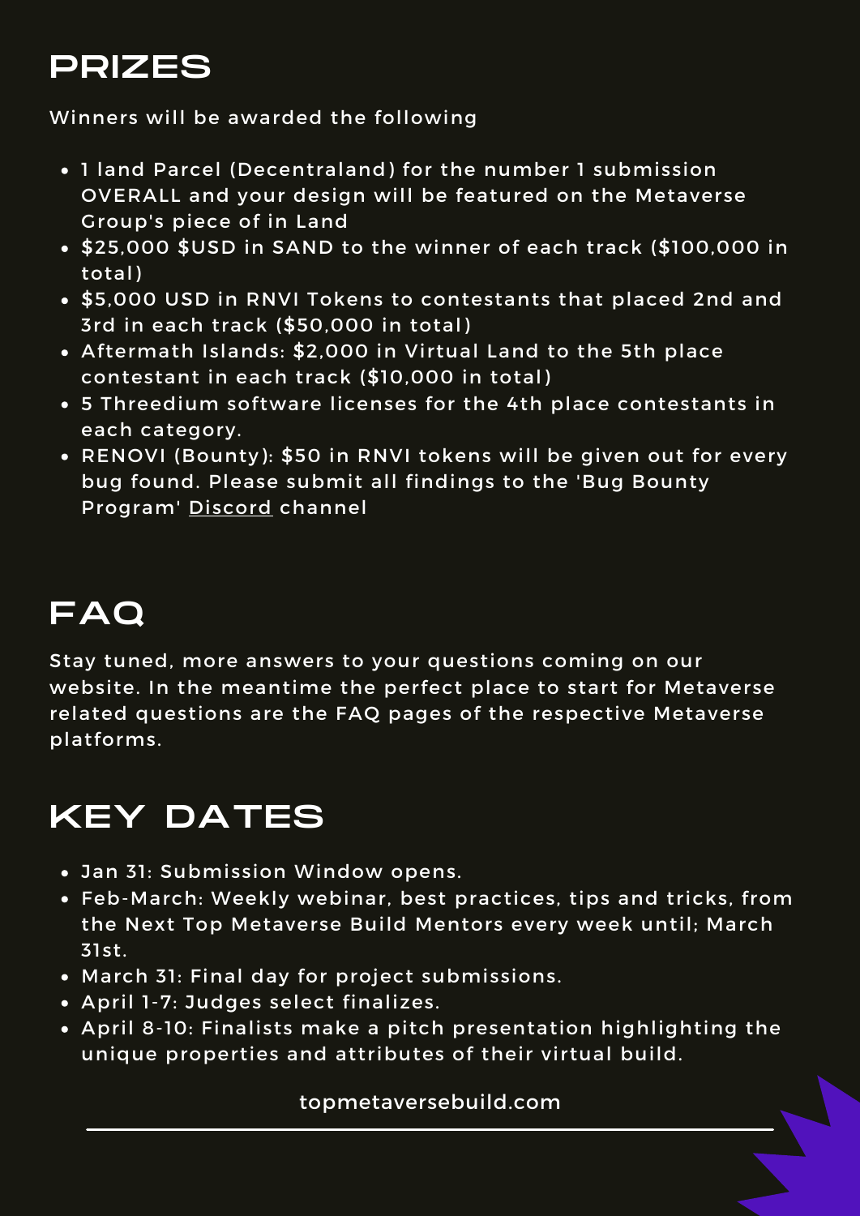## PRIZES

Winners will be awarded the following

- 1 land Parcel (Decentraland) for the number 1 submission OVERALL and your design will be featured on the Metaverse Group's piece of in Land
- $25,000 $USD in SAND to the winner of each track ($100,000 in total)
- $5,000 USD in RNVI Tokens to contestants that placed 2nd and 3rd in each track ($50,000 in total)
- Aftermath Islands: $2,000 in Virtual Land to the 5th place contestant in each track ($10,000 in total)
- 5 Threedium software licenses for the 4th place contestants in each category.
- RENOVI (Bounty): $50 in RNVI tokens will be given out for every bug found. Please submit all findings to the 'Bug Bounty Program' Discord channel

## FAQ

Stay tuned, more answers to your questions coming on our website. In the meantime the perfect place to start for Metaverse related questions are the FAQ pages of the respective Metaverse platforms.

## KEY DATES

- Jan 31: Submission Window opens.
- Feb-March: Weekly webinar, best practices, tips and tricks, from the Next Top Metaverse Build Mentors every week until; March 31st.
- March 31: Final day for project submissions.
- April 1-7: Judges select finalizes.
- April 8-10: Finalists make a pitch presentation highlighting the unique properties and attributes of their virtual build.

topmetaversebuild.com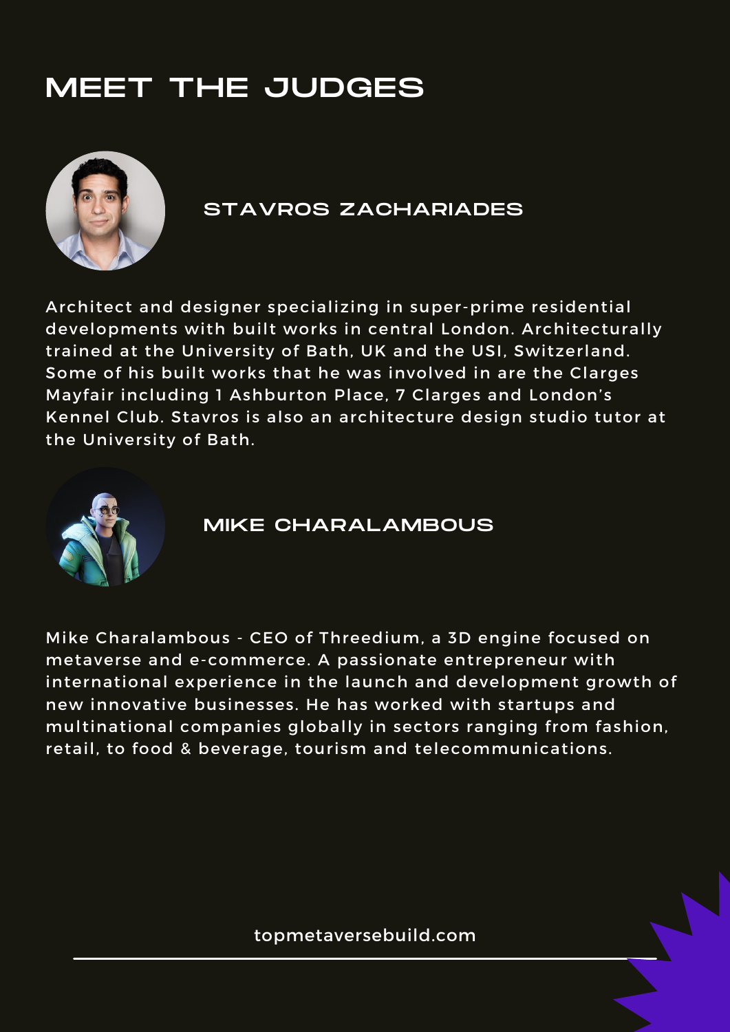# MEET THE JUDGES

## STAVROS ZACHARIADES

Architect and designer specializing in super-prime residential developments with built works in central London. Architecturally trained at the University of Bath, UK and the USI, Switzerland. Some of his built works that he was involved in are the Clarges Mayfair including 1 Ashburton Place, 7 Clarges and London's Kennel Club. Stavros is also an architecture design studio tutor at the University of Bath.

## MIKE CHARALAMBOUS

Mike Charalambous - CEO of Threedium, a 3D engine focused on metaverse and e-commerce. A passionate entrepreneur with international experience in the launch and development growth of new innovative businesses. He has worked with startups and multinational companies globally in sectors ranging from fashion, retail, to food & beverage, tourism and telecommunications.

topmetaversebuild.com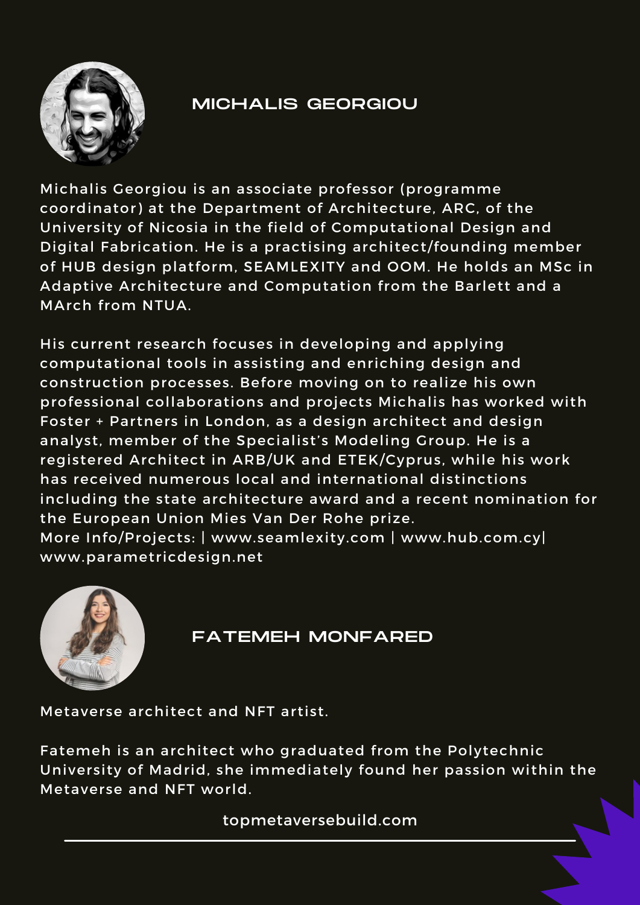## MICHALIS GEORGIOU

Michalis Georgiou is an associate professor (programme coordinator) at the Department of Architecture, ARC, of the University of Nicosia in the field of Computational Design and Digital Fabrication. He is a practising architect/founding member of HUB design platform, SEAMLEXITY and OOM. He holds an MSc in Adaptive Architecture and Computation from the Barlett and a MArch from NTUA.

His current research focuses in developing and applying computational tools in assisting and enriching design and construction processes. Before moving on to realize his own professional collaborations and projects Michalis has worked with Foster + Partners in London, as a design architect and design analyst, member of the Specialist's Modeling Group. He is a registered Architect in ARB/UK and ETEK/Cyprus, while his work has received numerous local and international distinctions including the state architecture award and a recent nomination for the European Union Mies Van Der Rohe prize.
More Info/Projects: | www.seamlexity.com | www.hub.com.cy| www.parametricdesign.net

## FATEMEH MONFARED

Metaverse architect and NFT artist.

Fatemeh is an architect who graduated from the Polytechnic University of Madrid, she immediately found her passion within the Metaverse and NFT world.

topmetaversebuild.com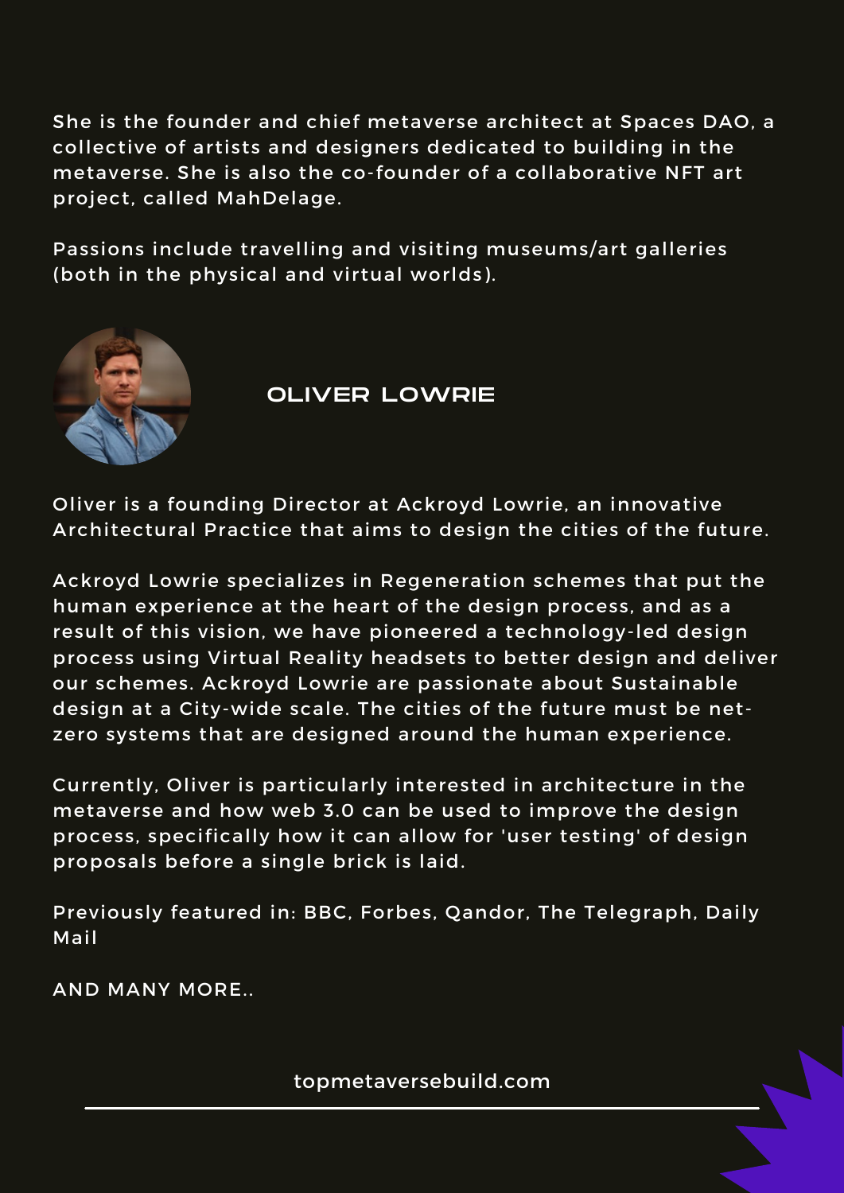She is the founder and chief metaverse architect at Spaces DAO, a collective of artists and designers dedicated to building in the metaverse. She is also the co-founder of a collaborative NFT art project, called MahDelage.

Passions include travelling and visiting museums/art galleries (both in the physical and virtual worlds).

## OLIVER LOWRIE

Oliver is a founding Director at Ackroyd Lowrie, an innovative Architectural Practice that aims to design the cities of the future.

Ackroyd Lowrie specializes in Regeneration schemes that put the human experience at the heart of the design process, and as a result of this vision, we have pioneered a technology-led design process using Virtual Reality headsets to better design and deliver our schemes. Ackroyd Lowrie are passionate about Sustainable design at a City-wide scale. The cities of the future must be net-zero systems that are designed around the human experience.

Currently, Oliver is particularly interested in architecture in the metaverse and how web 3.0 can be used to improve the design process, specifically how it can allow for 'user testing' of design proposals before a single brick is laid.

Previously featured in: BBC, Forbes, Qandor, The Telegraph, Daily Mail

AND MANY MORE..

topmetaversebuild.com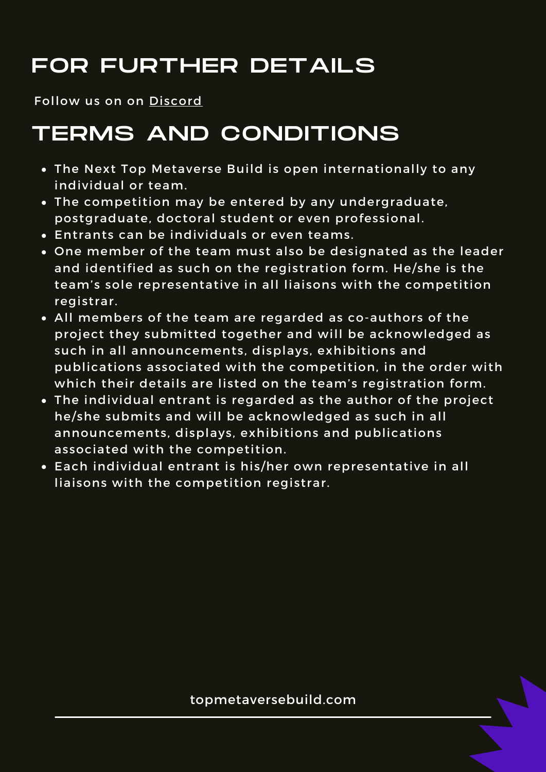# FOR FURTHER DETAILS

Follow us on on Discord

# TERMS AND CONDITIONS

- The Next Top Metaverse Build is open internationally to any individual or team.
- The competition may be entered by any undergraduate, postgraduate, doctoral student or even professional.
- Entrants can be individuals or even teams.
- One member of the team must also be designated as the leader and identified as such on the registration form. He/she is the team's sole representative in all liaisons with the competition registrar.
- All members of the team are regarded as co-authors of the project they submitted together and will be acknowledged as such in all announcements, displays, exhibitions and publications associated with the competition, in the order with which their details are listed on the team's registration form.
- The individual entrant is regarded as the author of the project he/she submits and will be acknowledged as such in all announcements, displays, exhibitions and publications associated with the competition.
- Each individual entrant is his/her own representative in all liaisons with the competition registrar.

topmetaversebuild.com